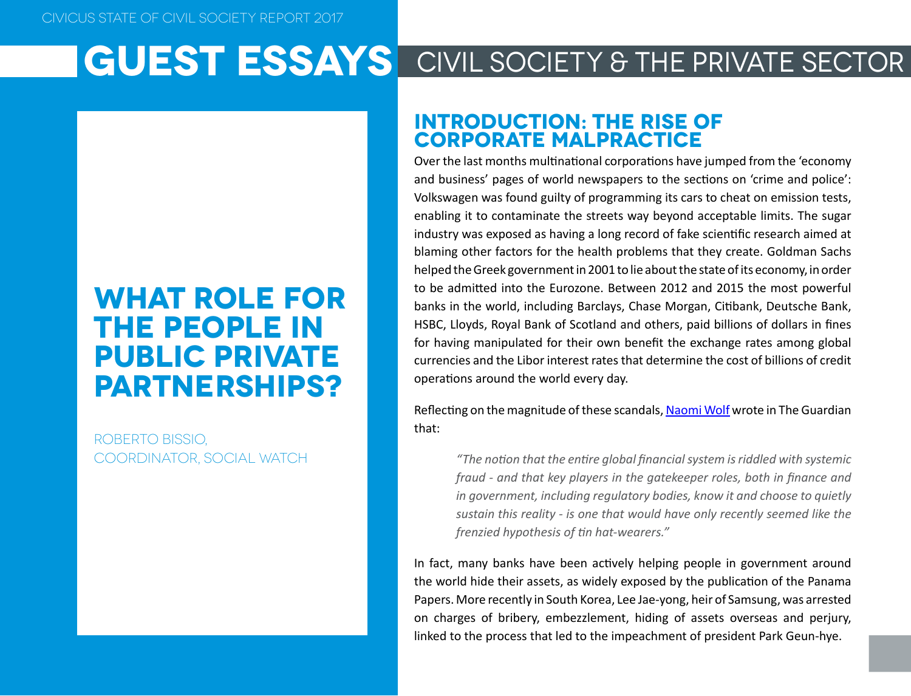# GUEST ESSAYS

## CIVIL SOCIETY & THE PRIVATE SECTOR

# WHAT ROLE FOR THE PEOPLE IN PUBLIC PRIVATE PARTNERSHIPS?

ROBERTO BISSIO,
COORDINATOR, SOCIAL WATCH

## INTRODUCTION: THE RISE OF CORPORATE MALPRACTICE

Over the last months multinational corporations have jumped from the 'economy and business' pages of world newspapers to the sections on 'crime and police': Volkswagen was found guilty of programming its cars to cheat on emission tests, enabling it to contaminate the streets way beyond acceptable limits. The sugar industry was exposed as having a long record of fake scientific research aimed at blaming other factors for the health problems that they create. Goldman Sachs helped the Greek government in 2001 to lie about the state of its economy, in order to be admitted into the Eurozone. Between 2012 and 2015 the most powerful banks in the world, including Barclays, Chase Morgan, Citibank, Deutsche Bank, HSBC, Lloyds, Royal Bank of Scotland and others, paid billions of dollars in fines for having manipulated for their own benefit the exchange rates among global currencies and the Libor interest rates that determine the cost of billions of credit operations around the world every day.

Reflecting on the magnitude of these scandals, Naomi Wolf wrote in The Guardian that:

> *"The notion that the entire global financial system is riddled with systemic fraud - and that key players in the gatekeeper roles, both in finance and in government, including regulatory bodies, know it and choose to quietly sustain this reality - is one that would have only recently seemed like the frenzied hypothesis of tin hat-wearers."*

In fact, many banks have been actively helping people in government around the world hide their assets, as widely exposed by the publication of the Panama Papers. More recently in South Korea, Lee Jae-yong, heir of Samsung, was arrested on charges of bribery, embezzlement, hiding of assets overseas and perjury, linked to the process that led to the impeachment of president Park Geun-hye.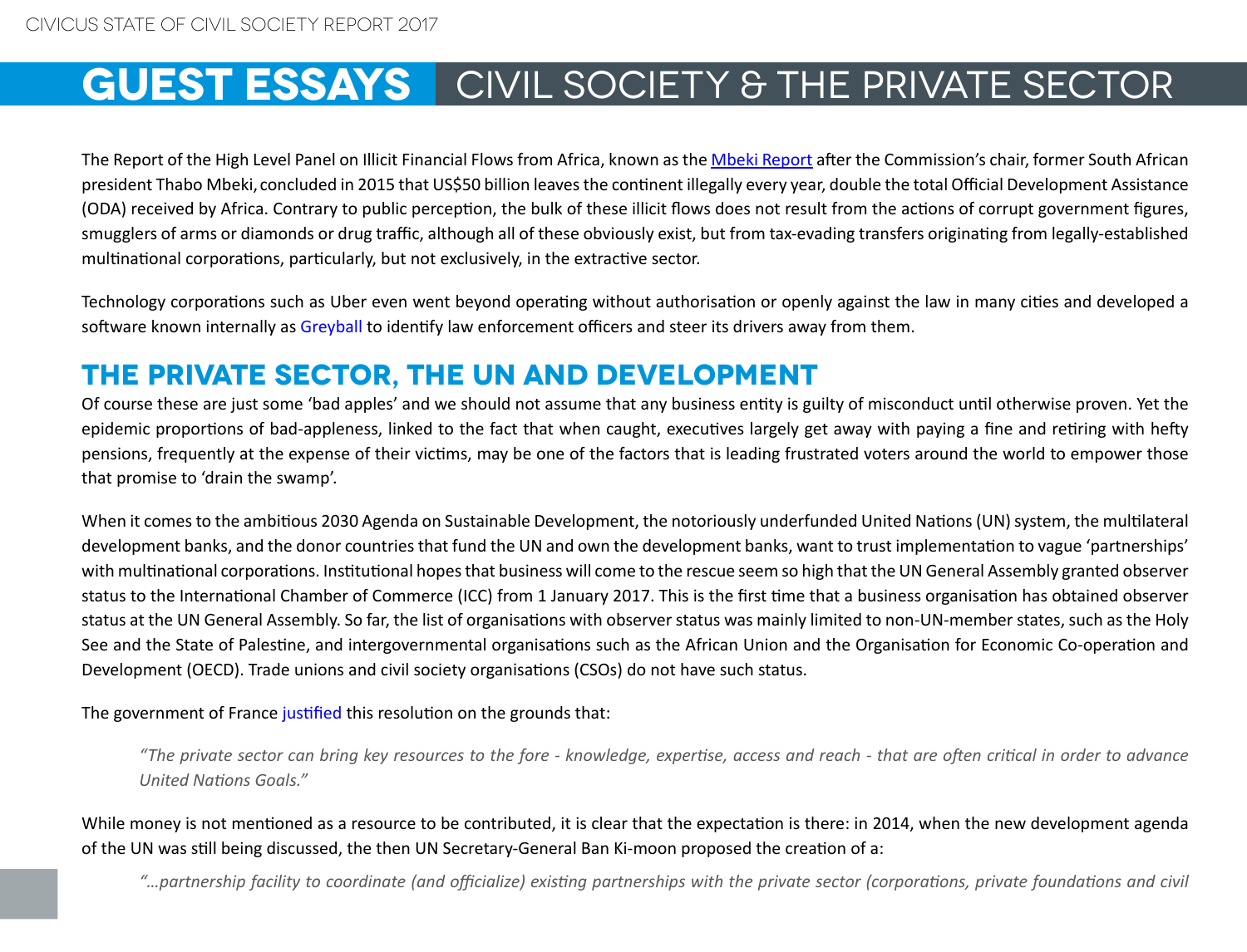The Report of the High Level Panel on Illicit Financial Flows from Africa, known as the Mbeki Report after the Commission's chair, former South African president Thabo Mbeki, concluded in 2015 that US$50 billion leaves the continent illegally every year, double the total Official Development Assistance (ODA) received by Africa. Contrary to public perception, the bulk of these illicit flows does not result from the actions of corrupt government figures, smugglers of arms or diamonds or drug traffic, although all of these obviously exist, but from tax-evading transfers originating from legally-established multinational corporations, particularly, but not exclusively, in the extractive sector.

Technology corporations such as Uber even went beyond operating without authorisation or openly against the law in many cities and developed a software known internally as Greyball to identify law enforcement officers and steer its drivers away from them.

## THE PRIVATE SECTOR, THE UN AND DEVELOPMENT

Of course these are just some 'bad apples' and we should not assume that any business entity is guilty of misconduct until otherwise proven. Yet the epidemic proportions of bad-appleness, linked to the fact that when caught, executives largely get away with paying a fine and retiring with hefty pensions, frequently at the expense of their victims, may be one of the factors that is leading frustrated voters around the world to empower those that promise to 'drain the swamp'.

When it comes to the ambitious 2030 Agenda on Sustainable Development, the notoriously underfunded United Nations (UN) system, the multilateral development banks, and the donor countries that fund the UN and own the development banks, want to trust implementation to vague 'partnerships' with multinational corporations. Institutional hopes that business will come to the rescue seem so high that the UN General Assembly granted observer status to the International Chamber of Commerce (ICC) from 1 January 2017. This is the first time that a business organisation has obtained observer status at the UN General Assembly. So far, the list of organisations with observer status was mainly limited to non-UN-member states, such as the Holy See and the State of Palestine, and intergovernmental organisations such as the African Union and the Organisation for Economic Co-operation and Development (OECD). Trade unions and civil society organisations (CSOs) do not have such status.

The government of France justified this resolution on the grounds that:

> *"The private sector can bring key resources to the fore - knowledge, expertise, access and reach - that are often critical in order to advance United Nations Goals."*

While money is not mentioned as a resource to be contributed, it is clear that the expectation is there: in 2014, when the new development agenda of the UN was still being discussed, the then UN Secretary-General Ban Ki-moon proposed the creation of a:

> *"...partnership facility to coordinate (and officialize) existing partnerships with the private sector (corporations, private foundations and civil*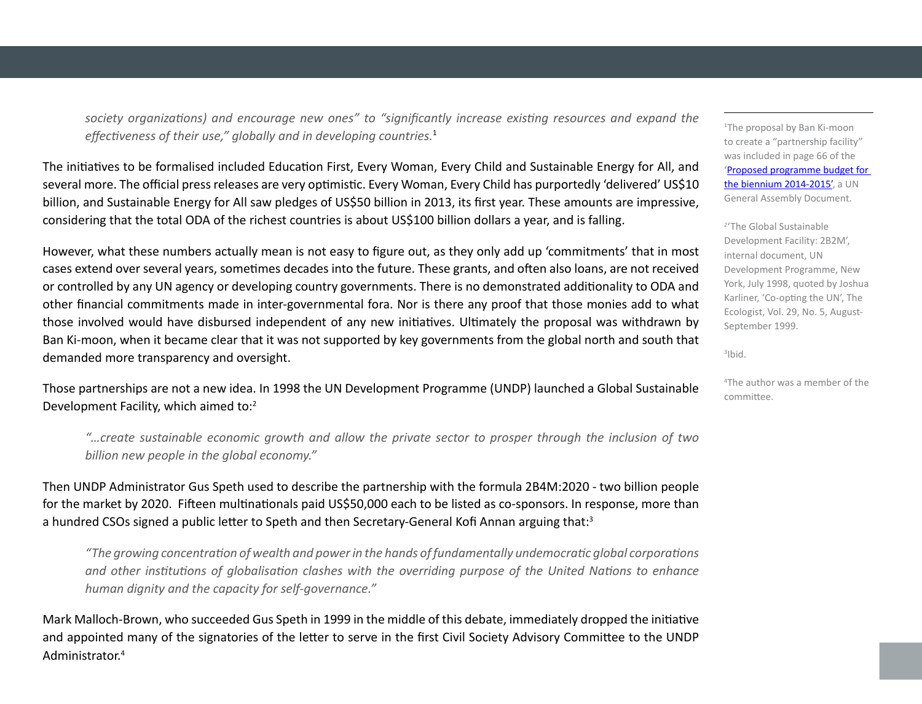> *society organizations) and encourage new ones" to "significantly increase existing resources and expand the effectiveness of their use," globally and in developing countries.*[1]

The initiatives to be formalised included Education First, Every Woman, Every Child and Sustainable Energy for All, and several more. The official press releases are very optimistic. Every Woman, Every Child has purportedly 'delivered' US$10 billion, and Sustainable Energy for All saw pledges of US$50 billion in 2013, its first year. These amounts are impressive, considering that the total ODA of the richest countries is about US$100 billion dollars a year, and is falling.

However, what these numbers actually mean is not easy to figure out, as they only add up 'commitments' that in most cases extend over several years, sometimes decades into the future. These grants, and often also loans, are not received or controlled by any UN agency or developing country governments. There is no demonstrated additionality to ODA and other financial commitments made in inter-governmental fora. Nor is there any proof that those monies add to what those involved would have disbursed independent of any new initiatives. Ultimately the proposal was withdrawn by Ban Ki-moon, when it became clear that it was not supported by key governments from the global north and south that demanded more transparency and oversight.

Those partnerships are not a new idea. In 1998 the UN Development Programme (UNDP) launched a Global Sustainable Development Facility, which aimed to:[2]

> *"…create sustainable economic growth and allow the private sector to prosper through the inclusion of two billion new people in the global economy."*

Then UNDP Administrator Gus Speth used to describe the partnership with the formula 2B4M:2020 - two billion people for the market by 2020. Fifteen multinationals paid US$50,000 each to be listed as co-sponsors. In response, more than a hundred CSOs signed a public letter to Speth and then Secretary-General Kofi Annan arguing that:[3]

> *"The growing concentration of wealth and power in the hands of fundamentally undemocratic global corporations and other institutions of globalisation clashes with the overriding purpose of the United Nations to enhance human dignity and the capacity for self-governance."*

Mark Malloch-Brown, who succeeded Gus Speth in 1999 in the middle of this debate, immediately dropped the initiative and appointed many of the signatories of the letter to serve in the first Civil Society Advisory Committee to the UNDP Administrator.[4]

---

[1] The proposal by Ban Ki-moon to create a "partnership facility" was included in page 66 of the '[Proposed programme budget for the biennium 2014-2015](Proposed programme budget for the biennium 2014-2015)', a UN General Assembly Document.

[2] 'The Global Sustainable Development Facility: 2B2M', internal document, UN Development Programme, New York, July 1998, quoted by Joshua Karliner, 'Co-opting the UN', The Ecologist, Vol. 29, No. 5, August-September 1999.

[3] Ibid.

[4] The author was a member of the committee.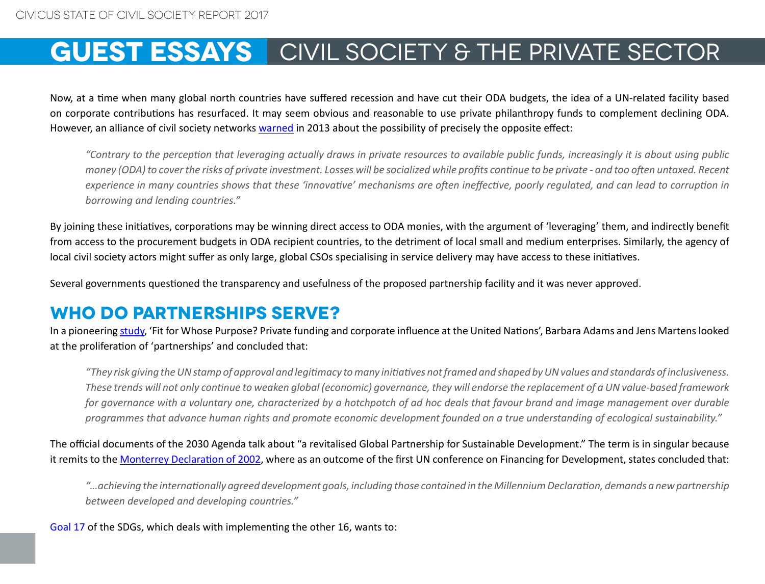Now, at a time when many global north countries have suffered recession and have cut their ODA budgets, the idea of a UN-related facility based on corporate contributions has resurfaced. It may seem obvious and reasonable to use private philanthropy funds to complement declining ODA. However, an alliance of civil society networks warned in 2013 about the possibility of precisely the opposite effect:

> *"Contrary to the perception that leveraging actually draws in private resources to available public funds, increasingly it is about using public money (ODA) to cover the risks of private investment. Losses will be socialized while profits continue to be private - and too often untaxed. Recent experience in many countries shows that these 'innovative' mechanisms are often ineffective, poorly regulated, and can lead to corruption in borrowing and lending countries."*

By joining these initiatives, corporations may be winning direct access to ODA monies, with the argument of 'leveraging' them, and indirectly benefit from access to the procurement budgets in ODA recipient countries, to the detriment of local small and medium enterprises. Similarly, the agency of local civil society actors might suffer as only large, global CSOs specialising in service delivery may have access to these initiatives.

Several governments questioned the transparency and usefulness of the proposed partnership facility and it was never approved.

## WHO DO PARTNERSHIPS SERVE?

In a pioneering study, 'Fit for Whose Purpose? Private funding and corporate influence at the United Nations', Barbara Adams and Jens Martens looked at the proliferation of 'partnerships' and concluded that:

> *"They risk giving the UN stamp of approval and legitimacy to many initiatives not framed and shaped by UN values and standards of inclusiveness. These trends will not only continue to weaken global (economic) governance, they will endorse the replacement of a UN value-based framework for governance with a voluntary one, characterized by a hotchpotch of ad hoc deals that favour brand and image management over durable programmes that advance human rights and promote economic development founded on a true understanding of ecological sustainability."*

The official documents of the 2030 Agenda talk about "a revitalised Global Partnership for Sustainable Development." The term is in singular because it remits to the Monterrey Declaration of 2002, where as an outcome of the first UN conference on Financing for Development, states concluded that:

> *"...achieving the internationally agreed development goals, including those contained in the Millennium Declaration, demands a new partnership between developed and developing countries."*

Goal 17 of the SDGs, which deals with implementing the other 16, wants to: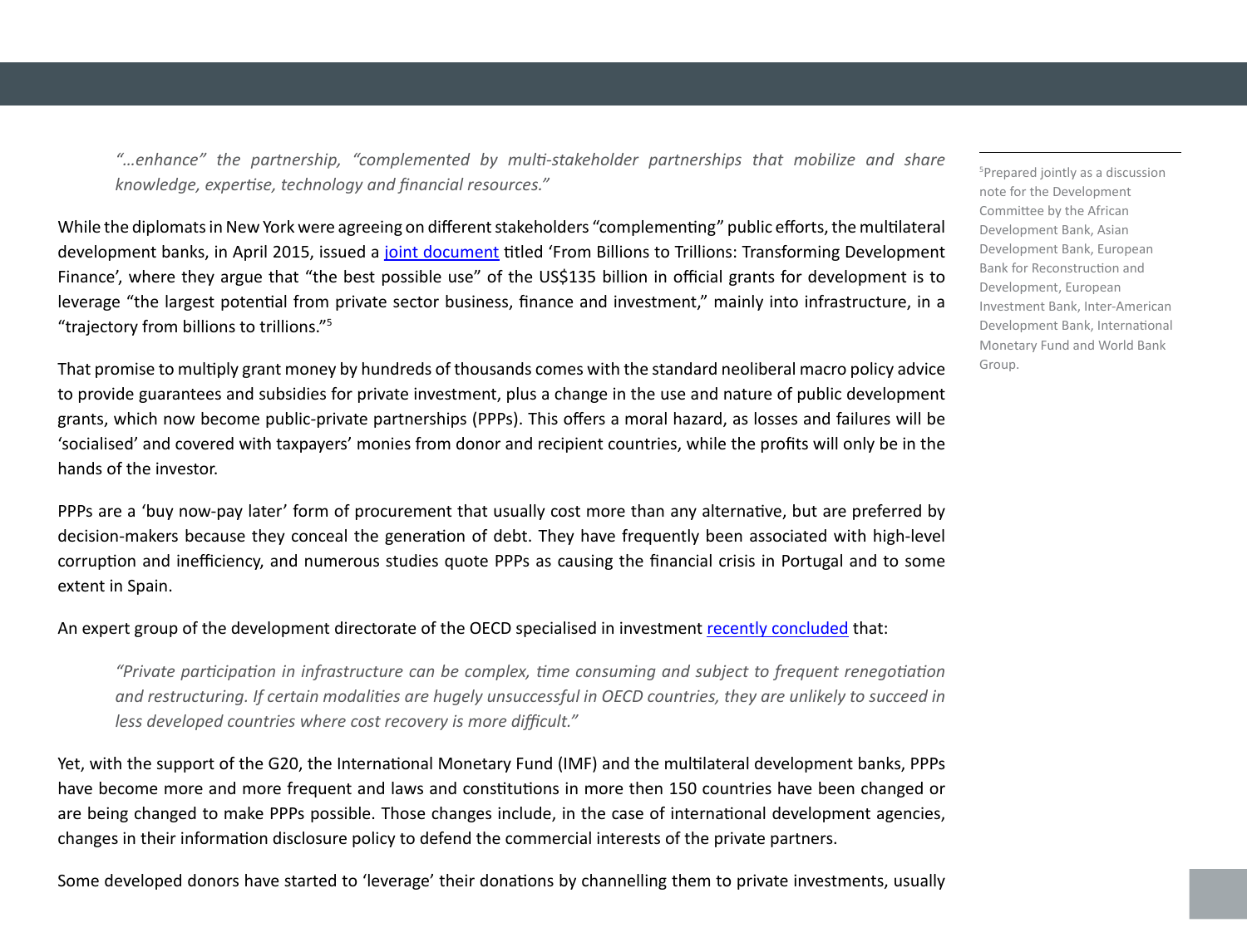> *"…enhance" the partnership, "complemented by multi-stakeholder partnerships that mobilize and share knowledge, expertise, technology and financial resources."*

While the diplomats in New York were agreeing on different stakeholders "complementing" public efforts, the multilateral development banks, in April 2015, issued a joint document titled 'From Billions to Trillions: Transforming Development Finance', where they argue that "the best possible use" of the US$135 billion in official grants for development is to leverage "the largest potential from private sector business, finance and investment," mainly into infrastructure, in a "trajectory from billions to trillions."[5]

That promise to multiply grant money by hundreds of thousands comes with the standard neoliberal macro policy advice to provide guarantees and subsidies for private investment, plus a change in the use and nature of public development grants, which now become public-private partnerships (PPPs). This offers a moral hazard, as losses and failures will be 'socialised' and covered with taxpayers' monies from donor and recipient countries, while the profits will only be in the hands of the investor.

PPPs are a 'buy now-pay later' form of procurement that usually cost more than any alternative, but are preferred by decision-makers because they conceal the generation of debt. They have frequently been associated with high-level corruption and inefficiency, and numerous studies quote PPPs as causing the financial crisis in Portugal and to some extent in Spain.

An expert group of the development directorate of the OECD specialised in investment recently concluded that:

> *"Private participation in infrastructure can be complex, time consuming and subject to frequent renegotiation and restructuring. If certain modalities are hugely unsuccessful in OECD countries, they are unlikely to succeed in less developed countries where cost recovery is more difficult."*

Yet, with the support of the G20, the International Monetary Fund (IMF) and the multilateral development banks, PPPs have become more and more frequent and laws and constitutions in more then 150 countries have been changed or are being changed to make PPPs possible. Those changes include, in the case of international development agencies, changes in their information disclosure policy to defend the commercial interests of the private partners.

Some developed donors have started to 'leverage' their donations by channelling them to private investments, usually

---

[5] Prepared jointly as a discussion note for the Development Committee by the African Development Bank, Asian Development Bank, European Bank for Reconstruction and Development, European Investment Bank, Inter-American Development Bank, International Monetary Fund and World Bank Group.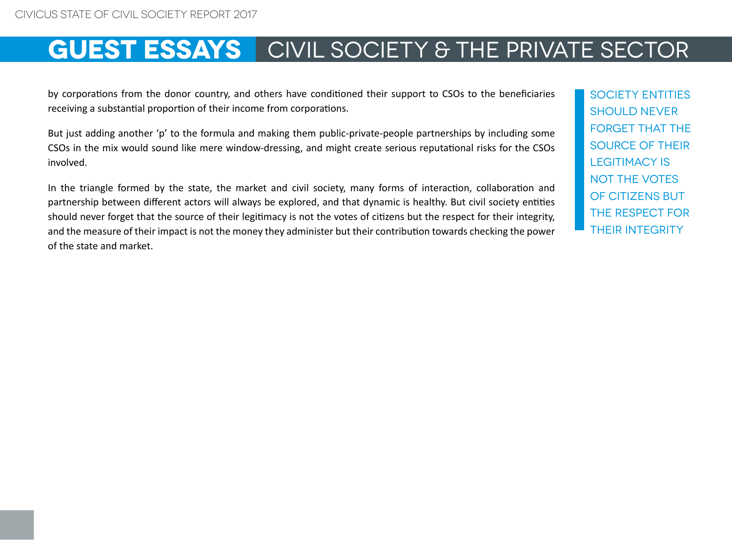by corporations from the donor country, and others have conditioned their support to CSOs to the beneficiaries receiving a substantial proportion of their income from corporations.

But just adding another 'p' to the formula and making them public-private-people partnerships by including some CSOs in the mix would sound like mere window-dressing, and might create serious reputational risks for the CSOs involved.

In the triangle formed by the state, the market and civil society, many forms of interaction, collaboration and partnership between different actors will always be explored, and that dynamic is healthy. But civil society entities should never forget that the source of their legitimacy is not the votes of citizens but the respect for their integrity, and the measure of their impact is not the money they administer but their contribution towards checking the power of the state and market.

> SOCIETY ENTITIES SHOULD NEVER FORGET THAT THE SOURCE OF THEIR LEGITIMACY IS NOT THE VOTES OF CITIZENS BUT THE RESPECT FOR THEIR INTEGRITY